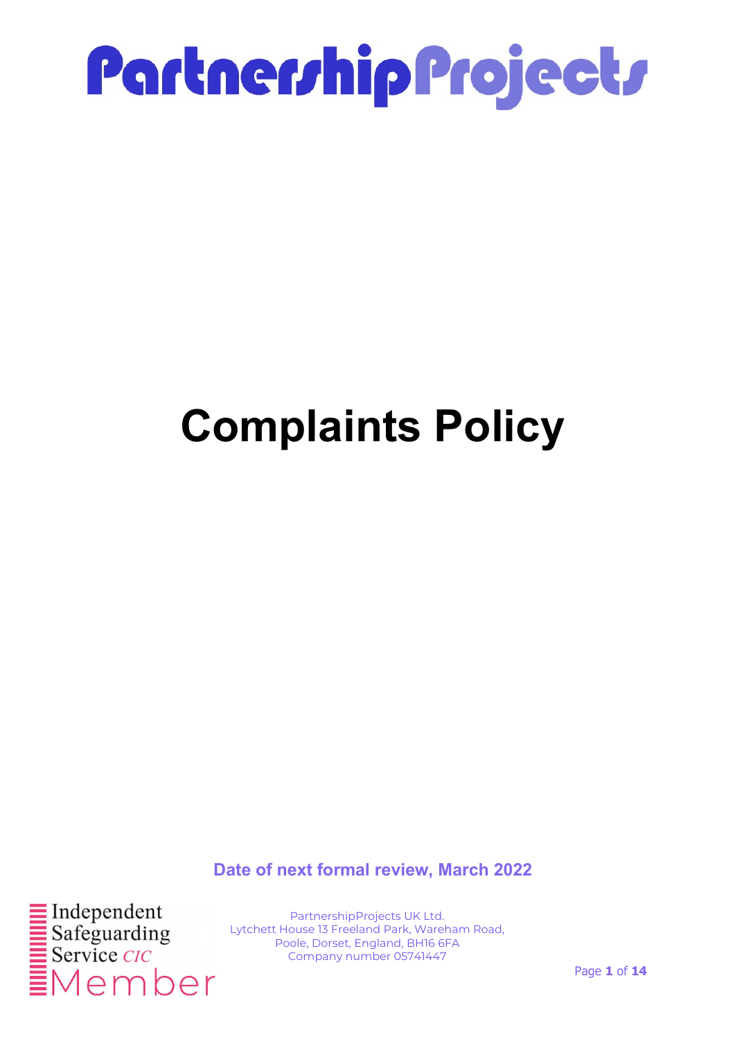# PartnershipProjects

# Complaints Policy

**Date of next formal review, March 2022**

Independent Safeguarding Service *CIC* Member

PartnershipProjects UK Ltd.
Lytchett House 13 Freeland Park, Wareham Road,
Poole, Dorset, England, BH16 6FA
Company number 05741447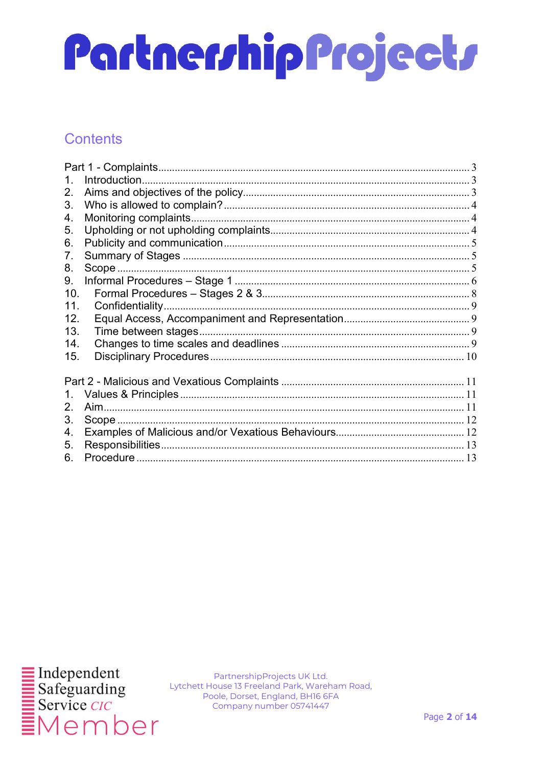# PartnershipProjects

## Contents

Part 1 - Complaints ... 3

1. Introduction ... 3
2. Aims and objectives of the policy ... 3
3. Who is allowed to complain? ... 4
4. Monitoring complaints ... 4
5. Upholding or not upholding complaints ... 4
6. Publicity and communication ... 5
7. Summary of Stages ... 5
8. Scope ... 5
9. Informal Procedures – Stage 1 ... 6
10. Formal Procedures – Stages 2 & 3 ... 8
11. Confidentiality ... 9
12. Equal Access, Accompaniment and Representation ... 9
13. Time between stages ... 9
14. Changes to time scales and deadlines ... 9
15. Disciplinary Procedures ... 10

Part 2 - Malicious and Vexatious Complaints ... 11

1. Values & Principles ... 11
2. Aim ... 11
3. Scope ... 12
4. Examples of Malicious and/or Vexatious Behaviours ... 12
5. Responsibilities ... 13
6. Procedure ... 13

Independent Safeguarding Service CIC Member

PartnershipProjects UK Ltd.
Lytchett House 13 Freeland Park, Wareham Road,
Poole, Dorset, England, BH16 6FA
Company number 05741447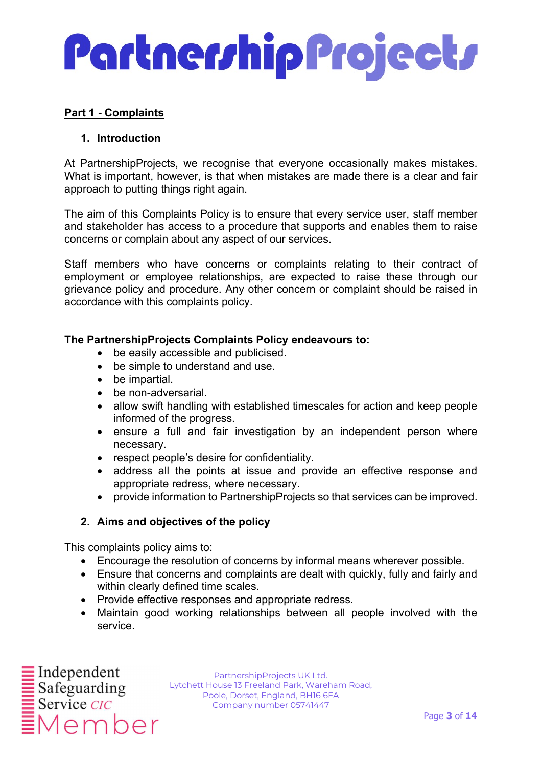## Part 1 - Complaints

### 1. Introduction

At PartnershipProjects, we recognise that everyone occasionally makes mistakes. What is important, however, is that when mistakes are made there is a clear and fair approach to putting things right again.

The aim of this Complaints Policy is to ensure that every service user, staff member and stakeholder has access to a procedure that supports and enables them to raise concerns or complain about any aspect of our services.

Staff members who have concerns or complaints relating to their contract of employment or employee relationships, are expected to raise these through our grievance policy and procedure. Any other concern or complaint should be raised in accordance with this complaints policy.

**The PartnershipProjects Complaints Policy endeavours to:**

- be easily accessible and publicised.
- be simple to understand and use.
- be impartial.
- be non-adversarial.
- allow swift handling with established timescales for action and keep people informed of the progress.
- ensure a full and fair investigation by an independent person where necessary.
- respect people's desire for confidentiality.
- address all the points at issue and provide an effective response and appropriate redress, where necessary.
- provide information to PartnershipProjects so that services can be improved.

### 2. Aims and objectives of the policy

This complaints policy aims to:

- Encourage the resolution of concerns by informal means wherever possible.
- Ensure that concerns and complaints are dealt with quickly, fully and fairly and within clearly defined time scales.
- Provide effective responses and appropriate redress.
- Maintain good working relationships between all people involved with the service.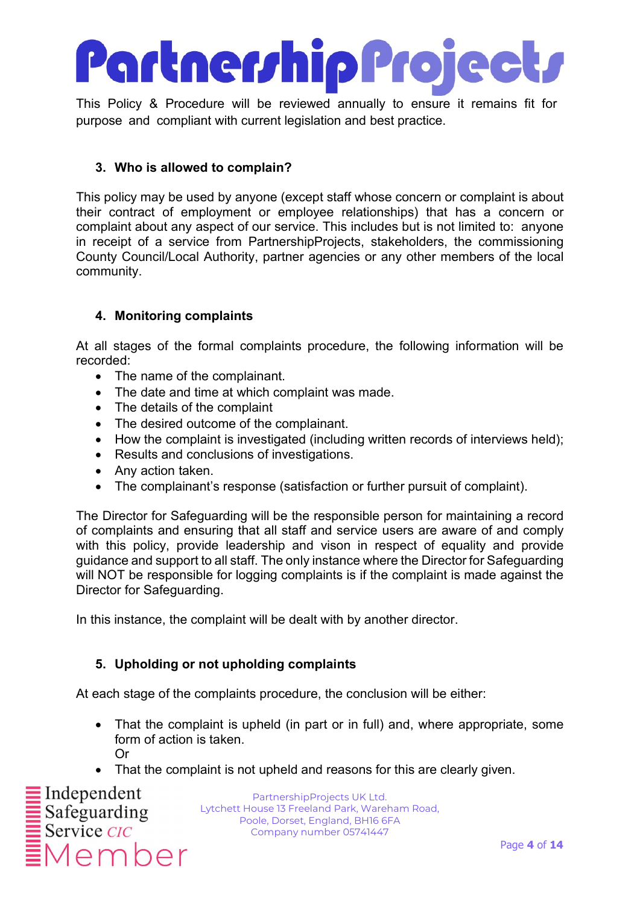This Policy & Procedure will be reviewed annually to ensure it remains fit for purpose and compliant with current legislation and best practice.

## 3. Who is allowed to complain?

This policy may be used by anyone (except staff whose concern or complaint is about their contract of employment or employee relationships) that has a concern or complaint about any aspect of our service. This includes but is not limited to: anyone in receipt of a service from PartnershipProjects, stakeholders, the commissioning County Council/Local Authority, partner agencies or any other members of the local community.

## 4. Monitoring complaints

At all stages of the formal complaints procedure, the following information will be recorded:

- The name of the complainant.
- The date and time at which complaint was made.
- The details of the complaint
- The desired outcome of the complainant.
- How the complaint is investigated (including written records of interviews held);
- Results and conclusions of investigations.
- Any action taken.
- The complainant's response (satisfaction or further pursuit of complaint).

The Director for Safeguarding will be the responsible person for maintaining a record of complaints and ensuring that all staff and service users are aware of and comply with this policy, provide leadership and vison in respect of equality and provide guidance and support to all staff. The only instance where the Director for Safeguarding will NOT be responsible for logging complaints is if the complaint is made against the Director for Safeguarding.

In this instance, the complaint will be dealt with by another director.

## 5. Upholding or not upholding complaints

At each stage of the complaints procedure, the conclusion will be either:

- That the complaint is upheld (in part or in full) and, where appropriate, some form of action is taken.
  Or
- That the complaint is not upheld and reasons for this are clearly given.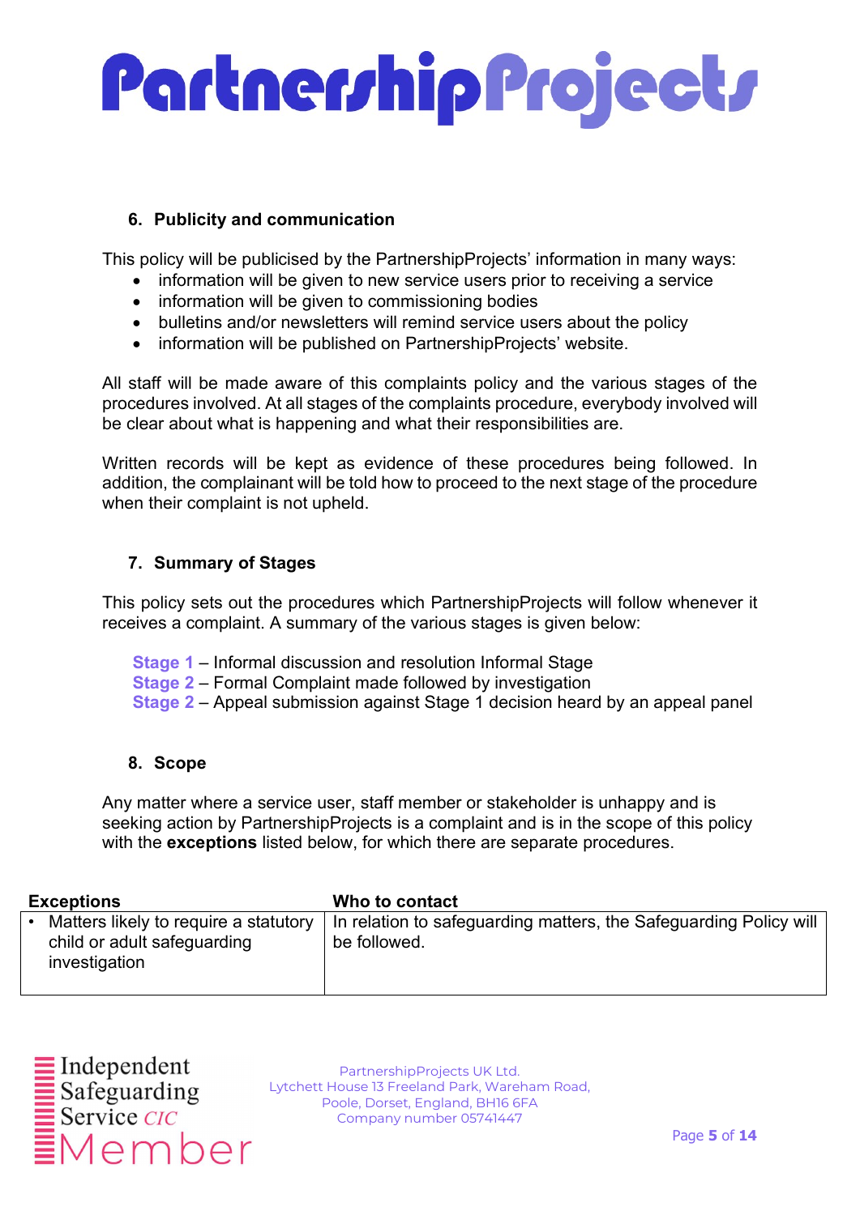## 6. Publicity and communication

This policy will be publicised by the PartnershipProjects' information in many ways:

- information will be given to new service users prior to receiving a service
- information will be given to commissioning bodies
- bulletins and/or newsletters will remind service users about the policy
- information will be published on PartnershipProjects' website.

All staff will be made aware of this complaints policy and the various stages of the procedures involved. At all stages of the complaints procedure, everybody involved will be clear about what is happening and what their responsibilities are.

Written records will be kept as evidence of these procedures being followed. In addition, the complainant will be told how to proceed to the next stage of the procedure when their complaint is not upheld.

## 7. Summary of Stages

This policy sets out the procedures which PartnershipProjects will follow whenever it receives a complaint. A summary of the various stages is given below:

**Stage 1** – Informal discussion and resolution Informal Stage
**Stage 2** – Formal Complaint made followed by investigation
**Stage 2** – Appeal submission against Stage 1 decision heard by an appeal panel

## 8. Scope

Any matter where a service user, staff member or stakeholder is unhappy and is seeking action by PartnershipProjects is a complaint and is in the scope of this policy with the **exceptions** listed below, for which there are separate procedures.

| Exceptions | Who to contact |
|---|---|
| • Matters likely to require a statutory child or adult safeguarding investigation | In relation to safeguarding matters, the Safeguarding Policy will be followed. |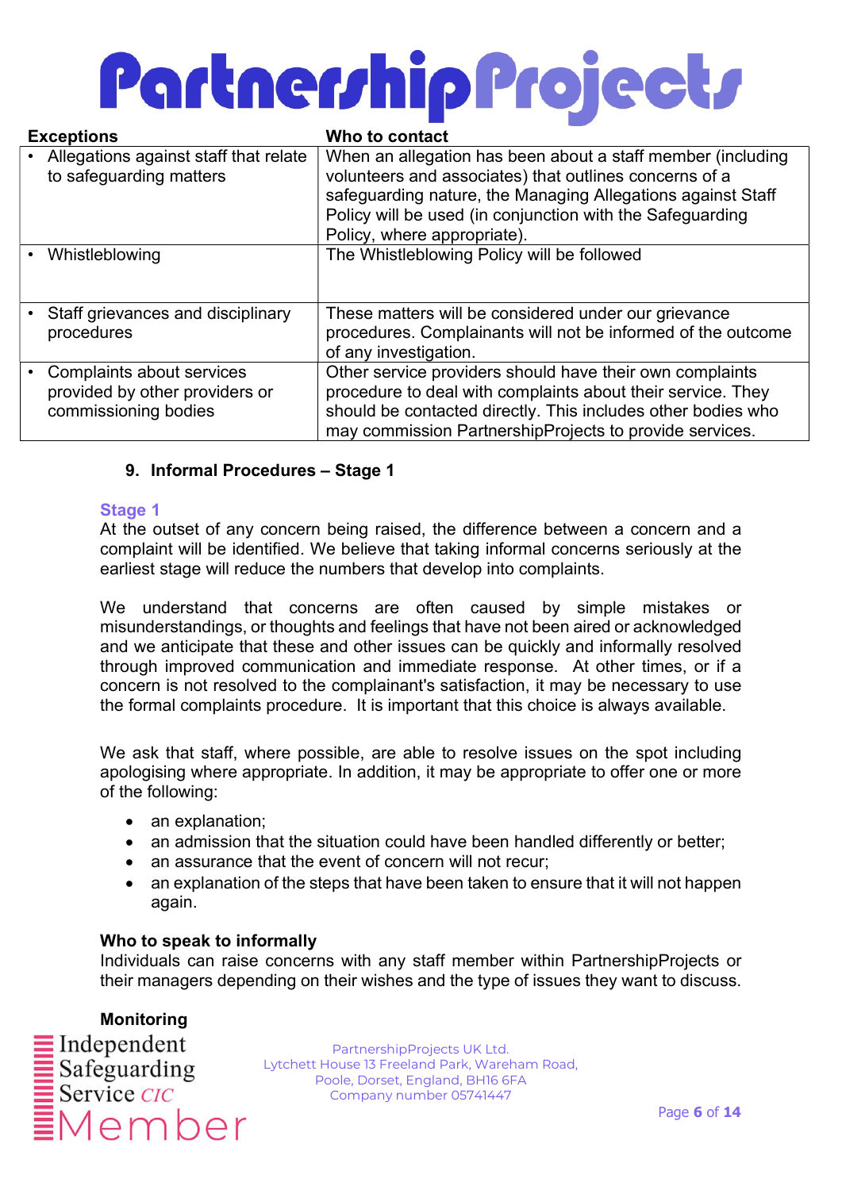| Exceptions | Who to contact |
| --- | --- |
| • Allegations against staff that relate to safeguarding matters | When an allegation has been about a staff member (including volunteers and associates) that outlines concerns of a safeguarding nature, the Managing Allegations against Staff Policy will be used (in conjunction with the Safeguarding Policy, where appropriate). |
| • Whistleblowing | The Whistleblowing Policy will be followed |
| • Staff grievances and disciplinary procedures | These matters will be considered under our grievance procedures. Complainants will not be informed of the outcome of any investigation. |
| • Complaints about services provided by other providers or commissioning bodies | Other service providers should have their own complaints procedure to deal with complaints about their service. They should be contacted directly. This includes other bodies who may commission PartnershipProjects to provide services. |

## 9. Informal Procedures – Stage 1

### Stage 1

At the outset of any concern being raised, the difference between a concern and a complaint will be identified. We believe that taking informal concerns seriously at the earliest stage will reduce the numbers that develop into complaints.

We understand that concerns are often caused by simple mistakes or misunderstandings, or thoughts and feelings that have not been aired or acknowledged and we anticipate that these and other issues can be quickly and informally resolved through improved communication and immediate response. At other times, or if a concern is not resolved to the complainant's satisfaction, it may be necessary to use the formal complaints procedure. It is important that this choice is always available.

We ask that staff, where possible, are able to resolve issues on the spot including apologising where appropriate. In addition, it may be appropriate to offer one or more of the following:

- an explanation;
- an admission that the situation could have been handled differently or better;
- an assurance that the event of concern will not recur;
- an explanation of the steps that have been taken to ensure that it will not happen again.

**Who to speak to informally**

Individuals can raise concerns with any staff member within PartnershipProjects or their managers depending on their wishes and the type of issues they want to discuss.

**Monitoring**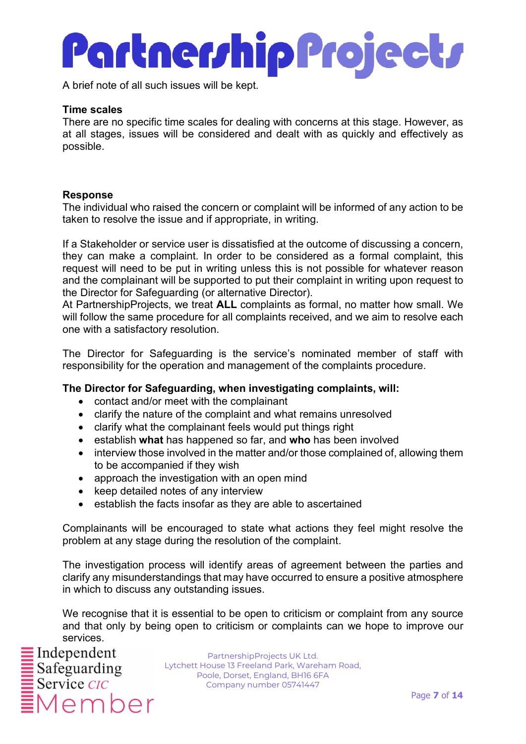A brief note of all such issues will be kept.

**Time scales**

There are no specific time scales for dealing with concerns at this stage. However, as at all stages, issues will be considered and dealt with as quickly and effectively as possible.

**Response**

The individual who raised the concern or complaint will be informed of any action to be taken to resolve the issue and if appropriate, in writing.

If a Stakeholder or service user is dissatisfied at the outcome of discussing a concern, they can make a complaint. In order to be considered as a formal complaint, this request will need to be put in writing unless this is not possible for whatever reason and the complainant will be supported to put their complaint in writing upon request to the Director for Safeguarding (or alternative Director).
At PartnershipProjects, we treat **ALL** complaints as formal, no matter how small. We will follow the same procedure for all complaints received, and we aim to resolve each one with a satisfactory resolution.

The Director for Safeguarding is the service's nominated member of staff with responsibility for the operation and management of the complaints procedure.

**The Director for Safeguarding, when investigating complaints, will:**

- contact and/or meet with the complainant
- clarify the nature of the complaint and what remains unresolved
- clarify what the complainant feels would put things right
- establish **what** has happened so far, and **who** has been involved
- interview those involved in the matter and/or those complained of, allowing them to be accompanied if they wish
- approach the investigation with an open mind
- keep detailed notes of any interview
- establish the facts insofar as they are able to ascertained

Complainants will be encouraged to state what actions they feel might resolve the problem at any stage during the resolution of the complaint.

The investigation process will identify areas of agreement between the parties and clarify any misunderstandings that may have occurred to ensure a positive atmosphere in which to discuss any outstanding issues.

We recognise that it is essential to be open to criticism or complaint from any source and that only by being open to criticism or complaints can we hope to improve our services.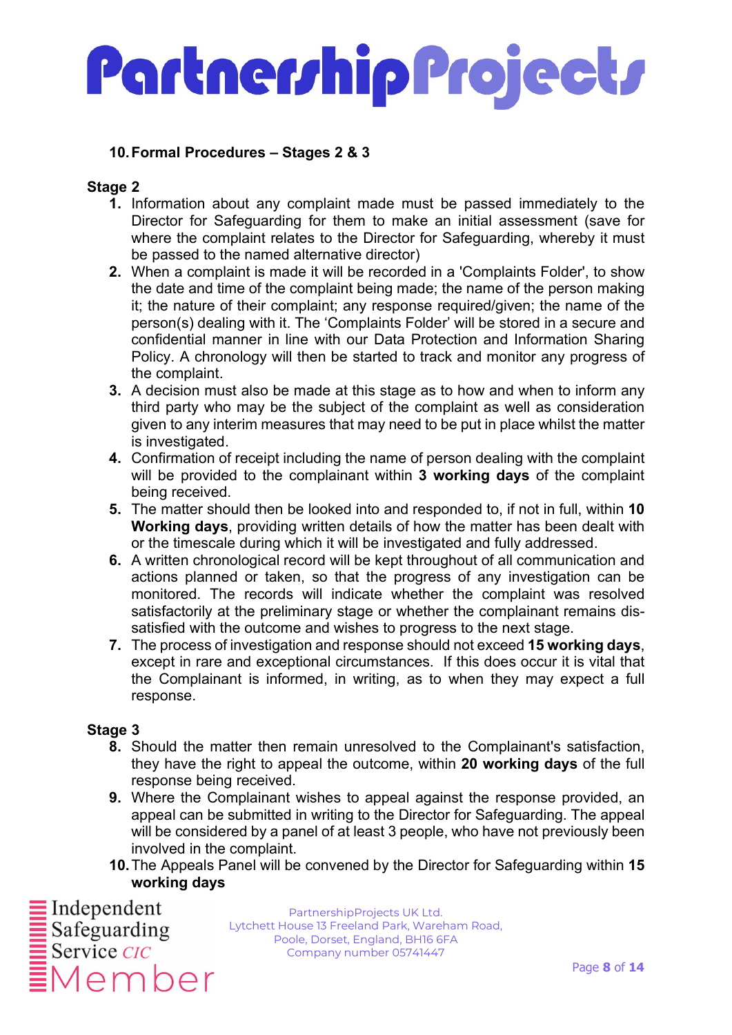## 10. Formal Procedures – Stages 2 & 3

### Stage 2

1. Information about any complaint made must be passed immediately to the Director for Safeguarding for them to make an initial assessment (save for where the complaint relates to the Director for Safeguarding, whereby it must be passed to the named alternative director)
2. When a complaint is made it will be recorded in a 'Complaints Folder', to show the date and time of the complaint being made; the name of the person making it; the nature of their complaint; any response required/given; the name of the person(s) dealing with it. The 'Complaints Folder' will be stored in a secure and confidential manner in line with our Data Protection and Information Sharing Policy. A chronology will then be started to track and monitor any progress of the complaint.
3. A decision must also be made at this stage as to how and when to inform any third party who may be the subject of the complaint as well as consideration given to any interim measures that may need to be put in place whilst the matter is investigated.
4. Confirmation of receipt including the name of person dealing with the complaint will be provided to the complainant within **3 working days** of the complaint being received.
5. The matter should then be looked into and responded to, if not in full, within **10 Working days**, providing written details of how the matter has been dealt with or the timescale during which it will be investigated and fully addressed.
6. A written chronological record will be kept throughout of all communication and actions planned or taken, so that the progress of any investigation can be monitored. The records will indicate whether the complaint was resolved satisfactorily at the preliminary stage or whether the complainant remains dis-satisfied with the outcome and wishes to progress to the next stage.
7. The process of investigation and response should not exceed **15 working days**, except in rare and exceptional circumstances. If this does occur it is vital that the Complainant is informed, in writing, as to when they may expect a full response.

### Stage 3

8. Should the matter then remain unresolved to the Complainant's satisfaction, they have the right to appeal the outcome, within **20 working days** of the full response being received.
9. Where the Complainant wishes to appeal against the response provided, an appeal can be submitted in writing to the Director for Safeguarding. The appeal will be considered by a panel of at least 3 people, who have not previously been involved in the complaint.
10. The Appeals Panel will be convened by the Director for Safeguarding within **15 working days**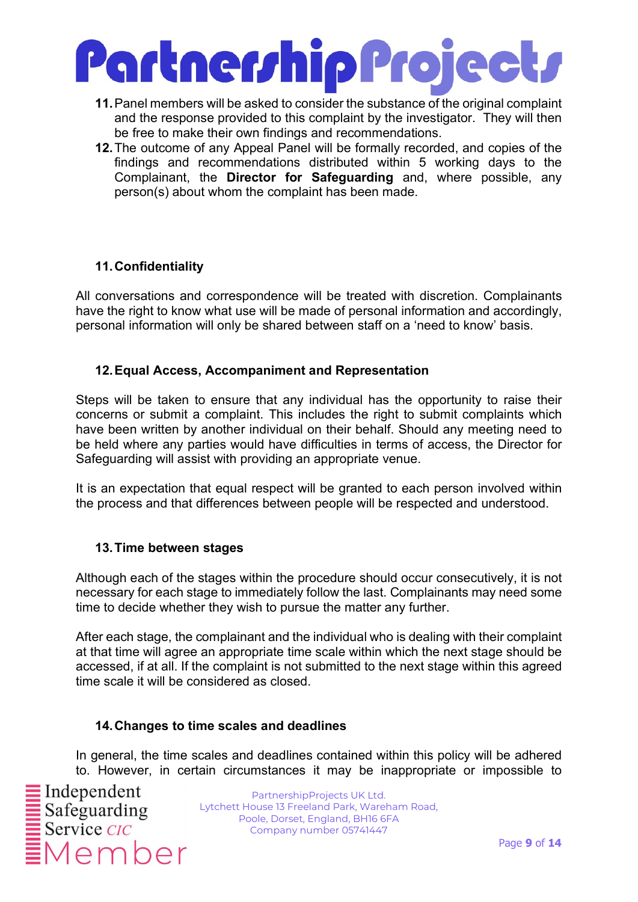11. Panel members will be asked to consider the substance of the original complaint and the response provided to this complaint by the investigator. They will then be free to make their own findings and recommendations.
12. The outcome of any Appeal Panel will be formally recorded, and copies of the findings and recommendations distributed within 5 working days to the Complainant, the **Director for Safeguarding** and, where possible, any person(s) about whom the complaint has been made.

## 11. Confidentiality

All conversations and correspondence will be treated with discretion. Complainants have the right to know what use will be made of personal information and accordingly, personal information will only be shared between staff on a 'need to know' basis.

## 12. Equal Access, Accompaniment and Representation

Steps will be taken to ensure that any individual has the opportunity to raise their concerns or submit a complaint. This includes the right to submit complaints which have been written by another individual on their behalf. Should any meeting need to be held where any parties would have difficulties in terms of access, the Director for Safeguarding will assist with providing an appropriate venue.

It is an expectation that equal respect will be granted to each person involved within the process and that differences between people will be respected and understood.

## 13. Time between stages

Although each of the stages within the procedure should occur consecutively, it is not necessary for each stage to immediately follow the last. Complainants may need some time to decide whether they wish to pursue the matter any further.

After each stage, the complainant and the individual who is dealing with their complaint at that time will agree an appropriate time scale within which the next stage should be accessed, if at all. If the complaint is not submitted to the next stage within this agreed time scale it will be considered as closed.

## 14. Changes to time scales and deadlines

In general, the time scales and deadlines contained within this policy will be adhered to. However, in certain circumstances it may be inappropriate or impossible to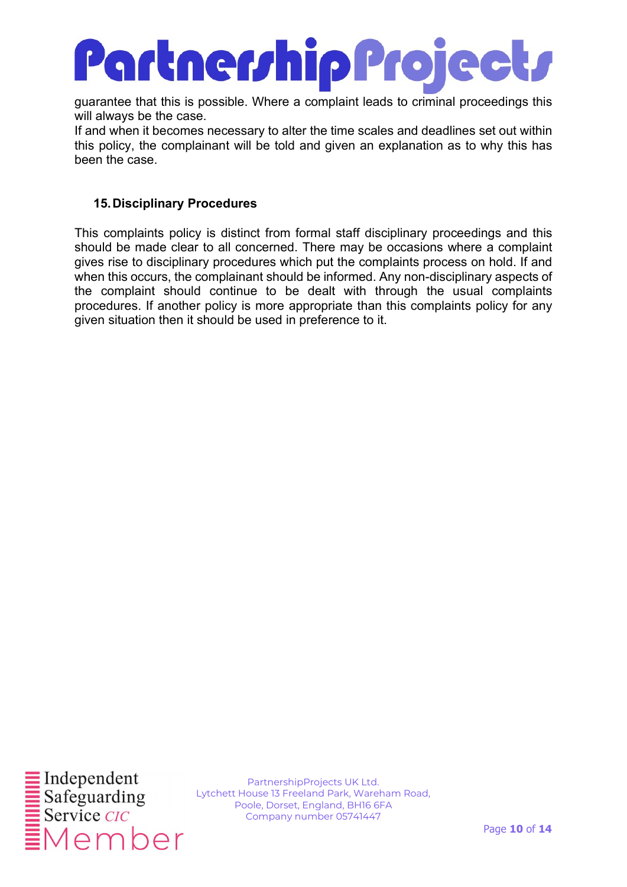guarantee that this is possible. Where a complaint leads to criminal proceedings this will always be the case.

If and when it becomes necessary to alter the time scales and deadlines set out within this policy, the complainant will be told and given an explanation as to why this has been the case.

## 15. Disciplinary Procedures

This complaints policy is distinct from formal staff disciplinary proceedings and this should be made clear to all concerned. There may be occasions where a complaint gives rise to disciplinary procedures which put the complaints process on hold. If and when this occurs, the complainant should be informed. Any non-disciplinary aspects of the complaint should continue to be dealt with through the usual complaints procedures. If another policy is more appropriate than this complaints policy for any given situation then it should be used in preference to it.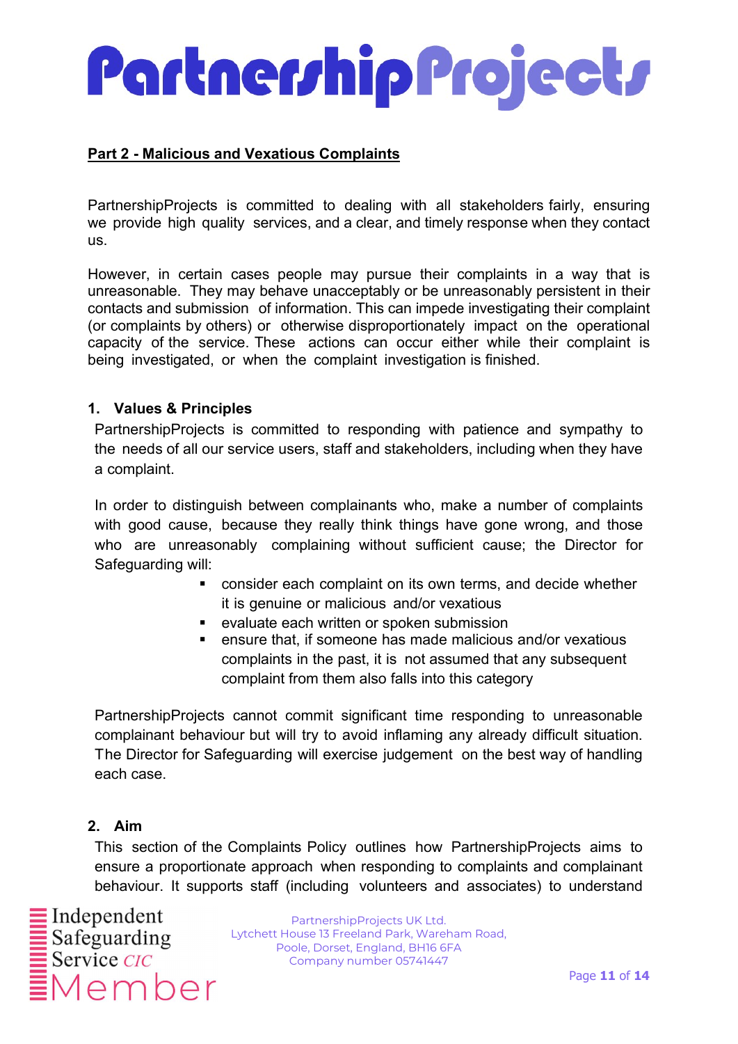## Part 2 - Malicious and Vexatious Complaints

PartnershipProjects is committed to dealing with all stakeholders fairly, ensuring we provide high quality services, and a clear, and timely response when they contact us.

However, in certain cases people may pursue their complaints in a way that is unreasonable. They may behave unacceptably or be unreasonably persistent in their contacts and submission of information. This can impede investigating their complaint (or complaints by others) or otherwise disproportionately impact on the operational capacity of the service. These actions can occur either while their complaint is being investigated, or when the complaint investigation is finished.

### 1. Values & Principles

PartnershipProjects is committed to responding with patience and sympathy to the needs of all our service users, staff and stakeholders, including when they have a complaint.

In order to distinguish between complainants who, make a number of complaints with good cause, because they really think things have gone wrong, and those who are unreasonably complaining without sufficient cause; the Director for Safeguarding will:

- consider each complaint on its own terms, and decide whether it is genuine or malicious and/or vexatious
- evaluate each written or spoken submission
- ensure that, if someone has made malicious and/or vexatious complaints in the past, it is not assumed that any subsequent complaint from them also falls into this category

PartnershipProjects cannot commit significant time responding to unreasonable complainant behaviour but will try to avoid inflaming any already difficult situation. The Director for Safeguarding will exercise judgement on the best way of handling each case.

### 2. Aim

This section of the Complaints Policy outlines how PartnershipProjects aims to ensure a proportionate approach when responding to complaints and complainant behaviour. It supports staff (including volunteers and associates) to understand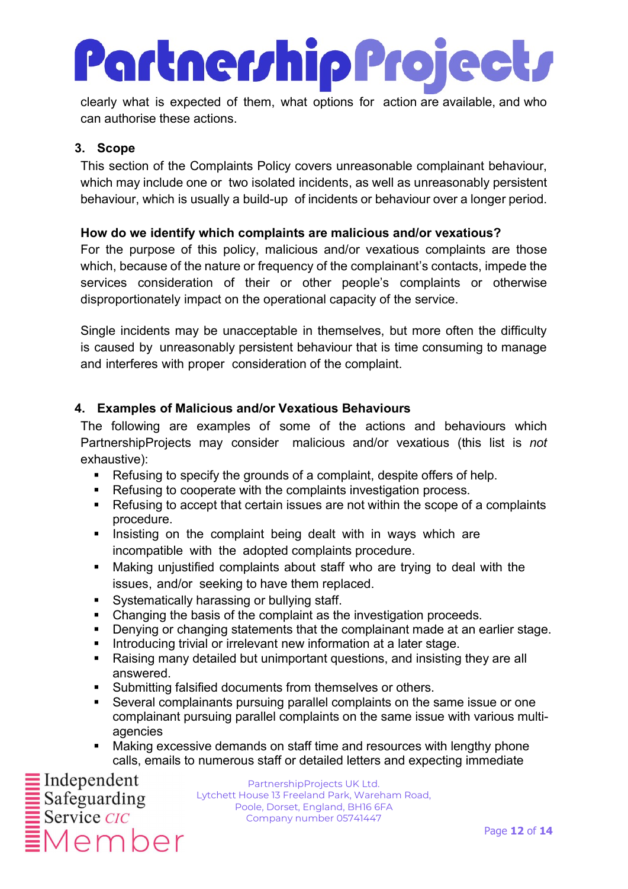clearly what is expected of them, what options for action are available, and who can authorise these actions.

## 3. Scope

This section of the Complaints Policy covers unreasonable complainant behaviour, which may include one or two isolated incidents, as well as unreasonably persistent behaviour, which is usually a build-up of incidents or behaviour over a longer period.

### How do we identify which complaints are malicious and/or vexatious?

For the purpose of this policy, malicious and/or vexatious complaints are those which, because of the nature or frequency of the complainant's contacts, impede the services consideration of their or other people's complaints or otherwise disproportionately impact on the operational capacity of the service.

Single incidents may be unacceptable in themselves, but more often the difficulty is caused by unreasonably persistent behaviour that is time consuming to manage and interferes with proper consideration of the complaint.

## 4. Examples of Malicious and/or Vexatious Behaviours

The following are examples of some of the actions and behaviours which PartnershipProjects may consider malicious and/or vexatious (this list is *not* exhaustive):

- Refusing to specify the grounds of a complaint, despite offers of help.
- Refusing to cooperate with the complaints investigation process.
- Refusing to accept that certain issues are not within the scope of a complaints procedure.
- Insisting on the complaint being dealt with in ways which are incompatible with the adopted complaints procedure.
- Making unjustified complaints about staff who are trying to deal with the issues, and/or seeking to have them replaced.
- Systematically harassing or bullying staff.
- Changing the basis of the complaint as the investigation proceeds.
- Denying or changing statements that the complainant made at an earlier stage.
- Introducing trivial or irrelevant new information at a later stage.
- Raising many detailed but unimportant questions, and insisting they are all answered.
- Submitting falsified documents from themselves or others.
- Several complainants pursuing parallel complaints on the same issue or one complainant pursuing parallel complaints on the same issue with various multi-agencies
- Making excessive demands on staff time and resources with lengthy phone calls, emails to numerous staff or detailed letters and expecting immediate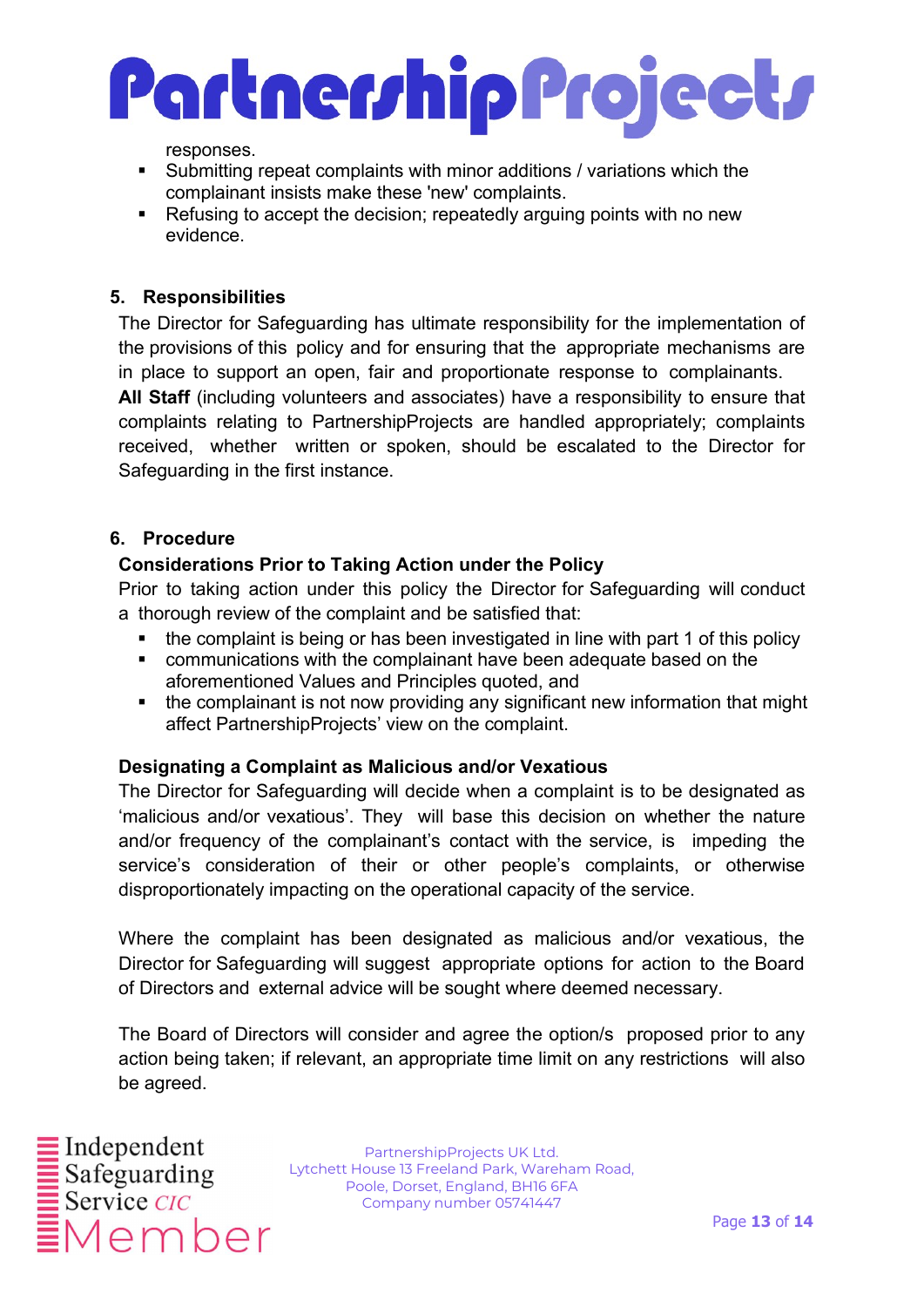responses.

- Submitting repeat complaints with minor additions / variations which the complainant insists make these 'new' complaints.
- Refusing to accept the decision; repeatedly arguing points with no new evidence.

## 5. Responsibilities

The Director for Safeguarding has ultimate responsibility for the implementation of the provisions of this policy and for ensuring that the appropriate mechanisms are in place to support an open, fair and proportionate response to complainants.
**All Staff** (including volunteers and associates) have a responsibility to ensure that complaints relating to PartnershipProjects are handled appropriately; complaints received, whether written or spoken, should be escalated to the Director for Safeguarding in the first instance.

## 6. Procedure

### Considerations Prior to Taking Action under the Policy

Prior to taking action under this policy the Director for Safeguarding will conduct a thorough review of the complaint and be satisfied that:

- the complaint is being or has been investigated in line with part 1 of this policy
- communications with the complainant have been adequate based on the aforementioned Values and Principles quoted, and
- the complainant is not now providing any significant new information that might affect PartnershipProjects' view on the complaint.

### Designating a Complaint as Malicious and/or Vexatious

The Director for Safeguarding will decide when a complaint is to be designated as 'malicious and/or vexatious'. They will base this decision on whether the nature and/or frequency of the complainant's contact with the service, is impeding the service's consideration of their or other people's complaints, or otherwise disproportionately impacting on the operational capacity of the service.

Where the complaint has been designated as malicious and/or vexatious, the Director for Safeguarding will suggest appropriate options for action to the Board of Directors and external advice will be sought where deemed necessary.

The Board of Directors will consider and agree the option/s proposed prior to any action being taken; if relevant, an appropriate time limit on any restrictions will also be agreed.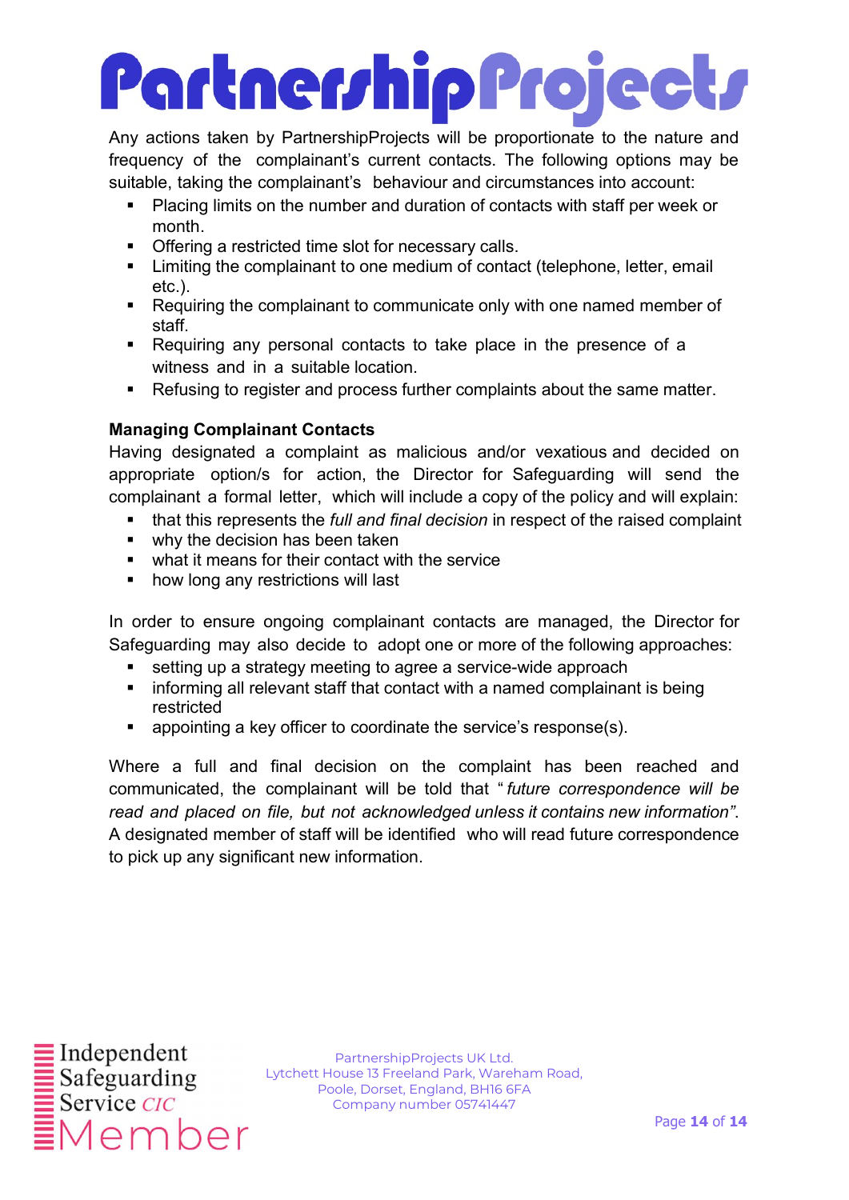Any actions taken by PartnershipProjects will be proportionate to the nature and frequency of the complainant's current contacts. The following options may be suitable, taking the complainant's behaviour and circumstances into account:

- Placing limits on the number and duration of contacts with staff per week or month.
- Offering a restricted time slot for necessary calls.
- Limiting the complainant to one medium of contact (telephone, letter, email etc.).
- Requiring the complainant to communicate only with one named member of staff.
- Requiring any personal contacts to take place in the presence of a witness and in a suitable location.
- Refusing to register and process further complaints about the same matter.

**Managing Complainant Contacts**

Having designated a complaint as malicious and/or vexatious and decided on appropriate option/s for action, the Director for Safeguarding will send the complainant a formal letter, which will include a copy of the policy and will explain:

- that this represents the *full and final decision* in respect of the raised complaint
- why the decision has been taken
- what it means for their contact with the service
- how long any restrictions will last

In order to ensure ongoing complainant contacts are managed, the Director for Safeguarding may also decide to adopt one or more of the following approaches:

- setting up a strategy meeting to agree a service-wide approach
- informing all relevant staff that contact with a named complainant is being restricted
- appointing a key officer to coordinate the service's response(s).

Where a full and final decision on the complaint has been reached and communicated, the complainant will be told that "*future correspondence will be read and placed on file, but not acknowledged unless it contains new information*". A designated member of staff will be identified who will read future correspondence to pick up any significant new information.